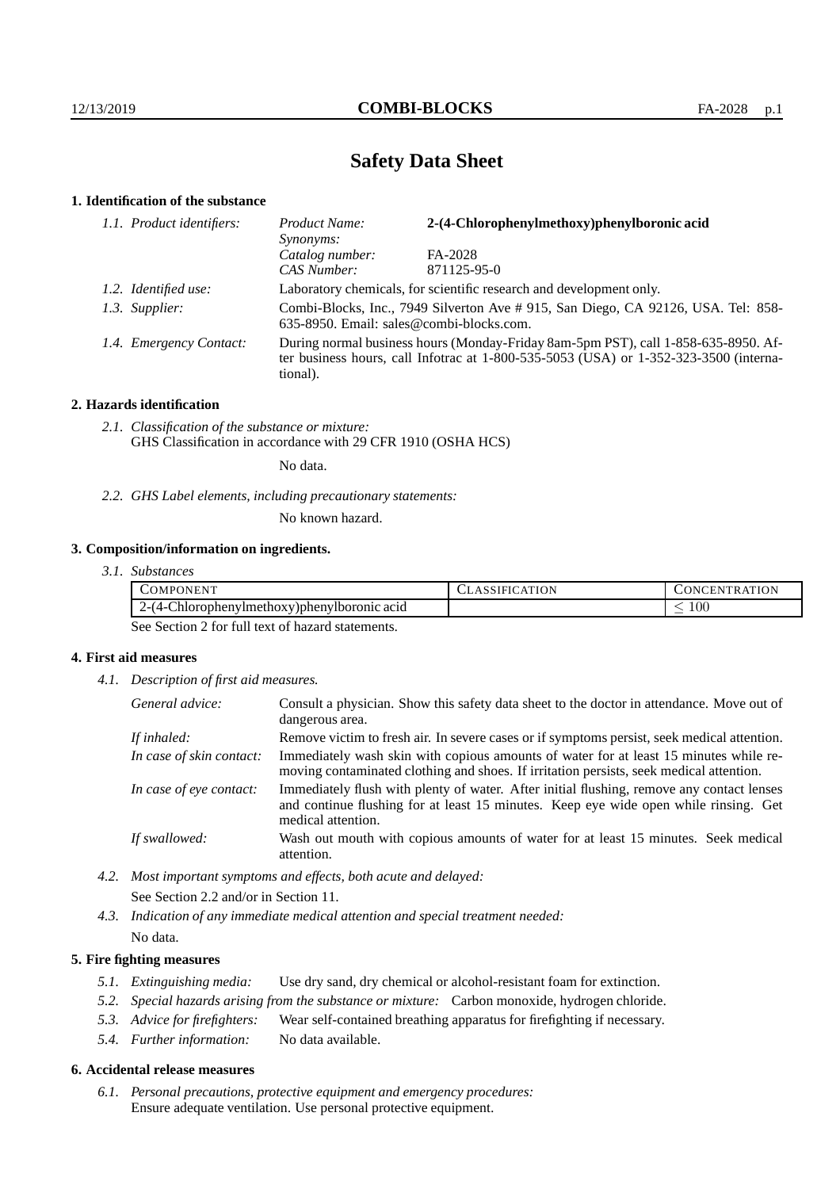# Safety Data Sheet

## 1. Identification of the substance

*1.1. Product identifiers:*

| | | |
|---|---|---|
| | *Product Name:* | **2-(4-Chlorophenylmethoxy)phenylboronic acid** |
| | *Synonyms:* | |
| | *Catalog number:* | FA-2028 |
| | *CAS Number:* | 871125-95-0 |

*1.2. Identified use:* Laboratory chemicals, for scientific research and development only.

*1.3. Supplier:* Combi-Blocks, Inc., 7949 Silverton Ave # 915, San Diego, CA 92126, USA. Tel: 858-635-8950. Email: sales@combi-blocks.com.

*1.4. Emergency Contact:* During normal business hours (Monday-Friday 8am-5pm PST), call 1-858-635-8950. After business hours, call Infotrac at 1-800-535-5053 (USA) or 1-352-323-3500 (international).

## 2. Hazards identification

*2.1. Classification of the substance or mixture:*
GHS Classification in accordance with 29 CFR 1910 (OSHA HCS)

No data.

*2.2. GHS Label elements, including precautionary statements:*

No known hazard.

## 3. Composition/information on ingredients.

*3.1. Substances*

| Component | Classification | Concentration |
|---|---|---|
| 2-(4-Chlorophenylmethoxy)phenylboronic acid | | $\leq 100$ |

See Section 2 for full text of hazard statements.

## 4. First aid measures

*4.1. Description of first aid measures.*

*General advice:* Consult a physician. Show this safety data sheet to the doctor in attendance. Move out of dangerous area.

*If inhaled:* Remove victim to fresh air. In severe cases or if symptoms persist, seek medical attention.

*In case of skin contact:* Immediately wash skin with copious amounts of water for at least 15 minutes while removing contaminated clothing and shoes. If irritation persists, seek medical attention.

*In case of eye contact:* Immediately flush with plenty of water. After initial flushing, remove any contact lenses and continue flushing for at least 15 minutes. Keep eye wide open while rinsing. Get medical attention.

*If swallowed:* Wash out mouth with copious amounts of water for at least 15 minutes. Seek medical attention.

*4.2. Most important symptoms and effects, both acute and delayed:*

See Section 2.2 and/or in Section 11.

*4.3. Indication of any immediate medical attention and special treatment needed:*

No data.

## 5. Fire fighting measures

*5.1. Extinguishing media:* Use dry sand, dry chemical or alcohol-resistant foam for extinction.

*5.2. Special hazards arising from the substance or mixture:* Carbon monoxide, hydrogen chloride.

*5.3. Advice for firefighters:* Wear self-contained breathing apparatus for firefighting if necessary.

*5.4. Further information:* No data available.

## 6. Accidental release measures

*6.1. Personal precautions, protective equipment and emergency procedures:*
Ensure adequate ventilation. Use personal protective equipment.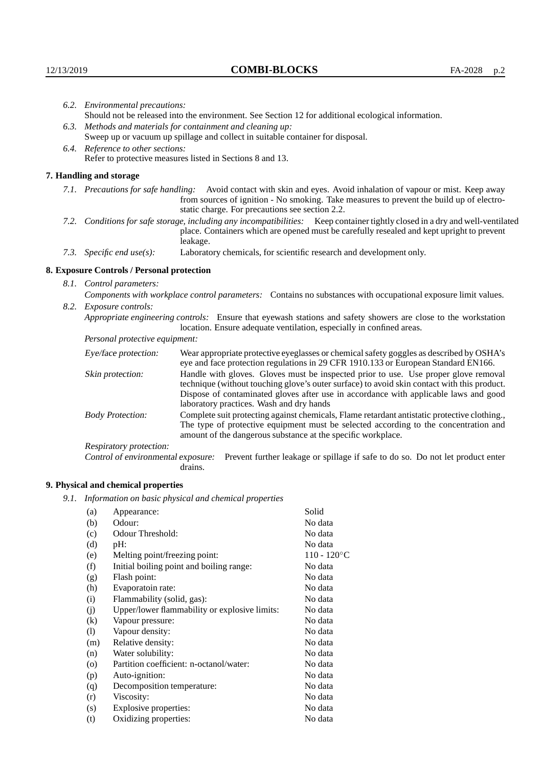*6.2. Environmental precautions:*
Should not be released into the environment. See Section 12 for additional ecological information.

*6.3. Methods and materials for containment and cleaning up:*
Sweep up or vacuum up spillage and collect in suitable container for disposal.

*6.4. Reference to other sections:*
Refer to protective measures listed in Sections 8 and 13.

## 7. Handling and storage

*7.1. Precautions for safe handling:* Avoid contact with skin and eyes. Avoid inhalation of vapour or mist. Keep away from sources of ignition - No smoking. Take measures to prevent the build up of electrostatic charge. For precautions see section 2.2.

*7.2. Conditions for safe storage, including any incompatibilities:* Keep container tightly closed in a dry and well-ventilated place. Containers which are opened must be carefully resealed and kept upright to prevent leakage.

*7.3. Specific end use(s):* Laboratory chemicals, for scientific research and development only.

## 8. Exposure Controls / Personal protection

*8.1. Control parameters:*
*Components with workplace control parameters:* Contains no substances with occupational exposure limit values.

*8.2. Exposure controls:*
*Appropriate engineering controls:* Ensure that eyewash stations and safety showers are close to the workstation location. Ensure adequate ventilation, especially in confined areas.

*Personal protective equipment:*

*Eye/face protection:* Wear appropriate protective eyeglasses or chemical safety goggles as described by OSHA's eye and face protection regulations in 29 CFR 1910.133 or European Standard EN166.

*Skin protection:* Handle with gloves. Gloves must be inspected prior to use. Use proper glove removal technique (without touching glove's outer surface) to avoid skin contact with this product. Dispose of contaminated gloves after use in accordance with applicable laws and good laboratory practices. Wash and dry hands

*Body Protection:* Complete suit protecting against chemicals, Flame retardant antistatic protective clothing., The type of protective equipment must be selected according to the concentration and amount of the dangerous substance at the specific workplace.

*Respiratory protection:*

*Control of environmental exposure:* Prevent further leakage or spillage if safe to do so. Do not let product enter drains.

## 9. Physical and chemical properties

*9.1. Information on basic physical and chemical properties*

| | | |
|---|---|---|
| (a) | Appearance: | Solid |
| (b) | Odour: | No data |
| (c) | Odour Threshold: | No data |
| (d) | pH: | No data |
| (e) | Melting point/freezing point: | 110 - 120°C |
| (f) | Initial boiling point and boiling range: | No data |
| (g) | Flash point: | No data |
| (h) | Evaporatoin rate: | No data |
| (i) | Flammability (solid, gas): | No data |
| (j) | Upper/lower flammability or explosive limits: | No data |
| (k) | Vapour pressure: | No data |
| (l) | Vapour density: | No data |
| (m) | Relative density: | No data |
| (n) | Water solubility: | No data |
| (o) | Partition coefficient: n-octanol/water: | No data |
| (p) | Auto-ignition: | No data |
| (q) | Decomposition temperature: | No data |
| (r) | Viscosity: | No data |
| (s) | Explosive properties: | No data |
| (t) | Oxidizing properties: | No data |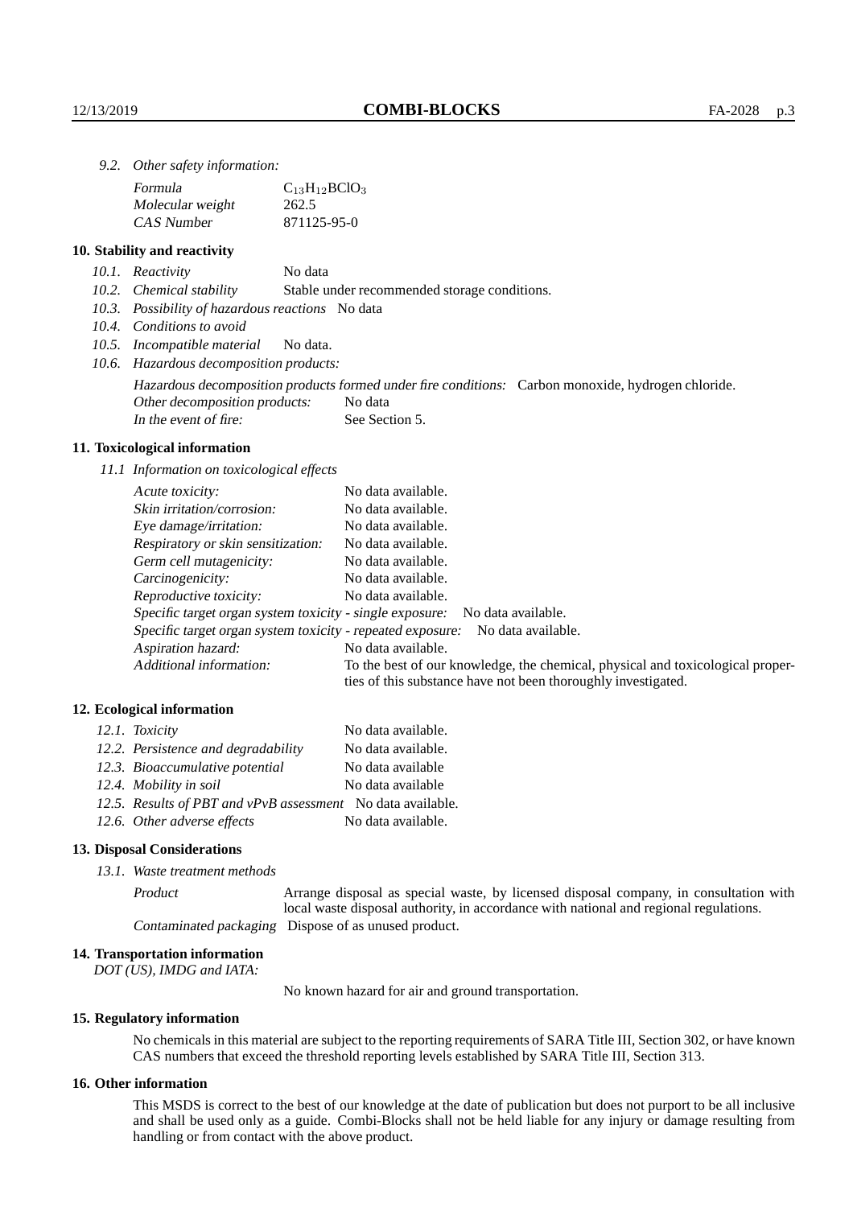*9.2. Other safety information:*

| | |
|---|---|
| *Formula* | $C_{13}H_{12}BClO_3$ |
| *Molecular weight* | 262.5 |
| *CAS Number* | 871125-95-0 |

## 10. Stability and reactivity

*10.1. Reactivity* No data

*10.2. Chemical stability* Stable under recommended storage conditions.

*10.3. Possibility of hazardous reactions* No data

*10.4. Conditions to avoid*

*10.5. Incompatible material* No data.

*10.6. Hazardous decomposition products:*

*Hazardous decomposition products formed under fire conditions:* Carbon monoxide, hydrogen chloride.

| | |
|---|---|
| *Other decomposition products:* | No data |
| *In the event of fire:* | See Section 5. |

## 11. Toxicological information

*11.1 Information on toxicological effects*

| | |
|---|---|
| *Acute toxicity:* | No data available. |
| *Skin irritation/corrosion:* | No data available. |
| *Eye damage/irritation:* | No data available. |
| *Respiratory or skin sensitization:* | No data available. |
| *Germ cell mutagenicity:* | No data available. |
| *Carcinogenicity:* | No data available. |
| *Reproductive toxicity:* | No data available. |
| *Specific target organ system toxicity - single exposure:* | No data available. |
| *Specific target organ system toxicity - repeated exposure:* | No data available. |
| *Aspiration hazard:* | No data available. |
| *Additional information:* | To the best of our knowledge, the chemical, physical and toxicological properties of this substance have not been thoroughly investigated. |

## 12. Ecological information

| | |
|---|---|
| *12.1. Toxicity* | No data available. |
| *12.2. Persistence and degradability* | No data available. |
| *12.3. Bioaccumulative potential* | No data available |
| *12.4. Mobility in soil* | No data available |
| *12.5. Results of PBT and vPvB assessment* | No data available. |
| *12.6. Other adverse effects* | No data available. |

## 13. Disposal Considerations

*13.1. Waste treatment methods*

| | |
|---|---|
| *Product* | Arrange disposal as special waste, by licensed disposal company, in consultation with local waste disposal authority, in accordance with national and regional regulations. |
| *Contaminated packaging* | Dispose of as unused product. |

## 14. Transportation information

*DOT (US), IMDG and IATA:*

No known hazard for air and ground transportation.

## 15. Regulatory information

No chemicals in this material are subject to the reporting requirements of SARA Title III, Section 302, or have known CAS numbers that exceed the threshold reporting levels established by SARA Title III, Section 313.

## 16. Other information

This MSDS is correct to the best of our knowledge at the date of publication but does not purport to be all inclusive and shall be used only as a guide. Combi-Blocks shall not be held liable for any injury or damage resulting from handling or from contact with the above product.